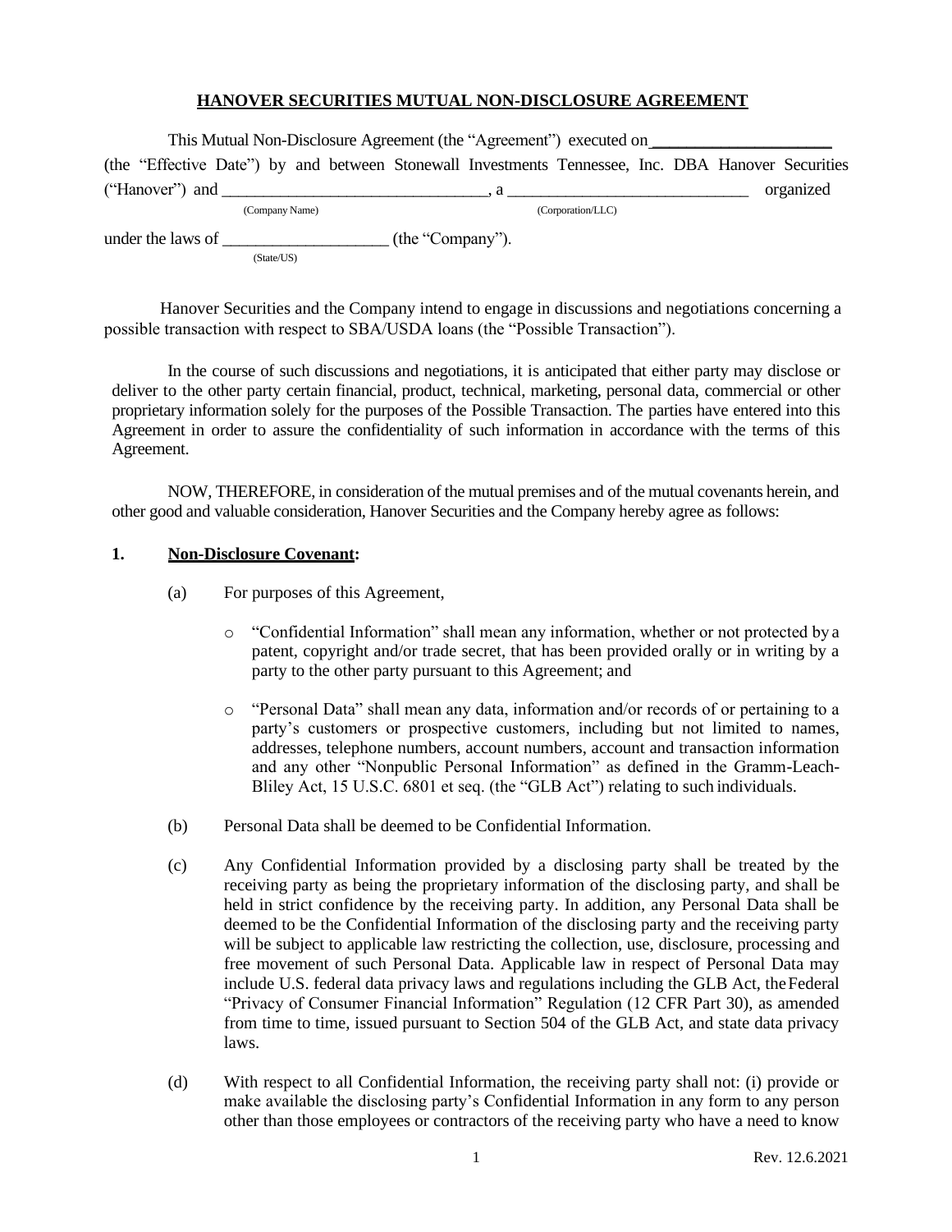# HANOVER SECURITIES MUTUAL NON-DISCLOSURE AGREEMENT

This Mutual Non-Disclosure Agreement (the "Agreement") executed on ____________________ (the "Effective Date") by and between Stonewall Investments Tennessee, Inc. DBA Hanover Securities ("Hanover") and ______________________________ (Company Name), a ____________________________ (Corporation/LLC) organized under the laws of ___________________ (State/US) (the "Company").

Hanover Securities and the Company intend to engage in discussions and negotiations concerning a possible transaction with respect to SBA/USDA loans (the "Possible Transaction").

In the course of such discussions and negotiations, it is anticipated that either party may disclose or deliver to the other party certain financial, product, technical, marketing, personal data, commercial or other proprietary information solely for the purposes of the Possible Transaction. The parties have entered into this Agreement in order to assure the confidentiality of such information in accordance with the terms of this Agreement.

NOW, THEREFORE, in consideration of the mutual premises and of the mutual covenants herein, and other good and valuable consideration, Hanover Securities and the Company hereby agree as follows:

**1. Non-Disclosure Covenant:**

(a) For purposes of this Agreement,

- "Confidential Information" shall mean any information, whether or not protected by a patent, copyright and/or trade secret, that has been provided orally or in writing by a party to the other party pursuant to this Agreement; and
- "Personal Data" shall mean any data, information and/or records of or pertaining to a party's customers or prospective customers, including but not limited to names, addresses, telephone numbers, account numbers, account and transaction information and any other "Nonpublic Personal Information" as defined in the Gramm-Leach-Bliley Act, 15 U.S.C. 6801 et seq. (the "GLB Act") relating to such individuals.

(b) Personal Data shall be deemed to be Confidential Information.

(c) Any Confidential Information provided by a disclosing party shall be treated by the receiving party as being the proprietary information of the disclosing party, and shall be held in strict confidence by the receiving party. In addition, any Personal Data shall be deemed to be the Confidential Information of the disclosing party and the receiving party will be subject to applicable law restricting the collection, use, disclosure, processing and free movement of such Personal Data. Applicable law in respect of Personal Data may include U.S. federal data privacy laws and regulations including the GLB Act, the Federal "Privacy of Consumer Financial Information" Regulation (12 CFR Part 30), as amended from time to time, issued pursuant to Section 504 of the GLB Act, and state data privacy laws.

(d) With respect to all Confidential Information, the receiving party shall not: (i) provide or make available the disclosing party's Confidential Information in any form to any person other than those employees or contractors of the receiving party who have a need to know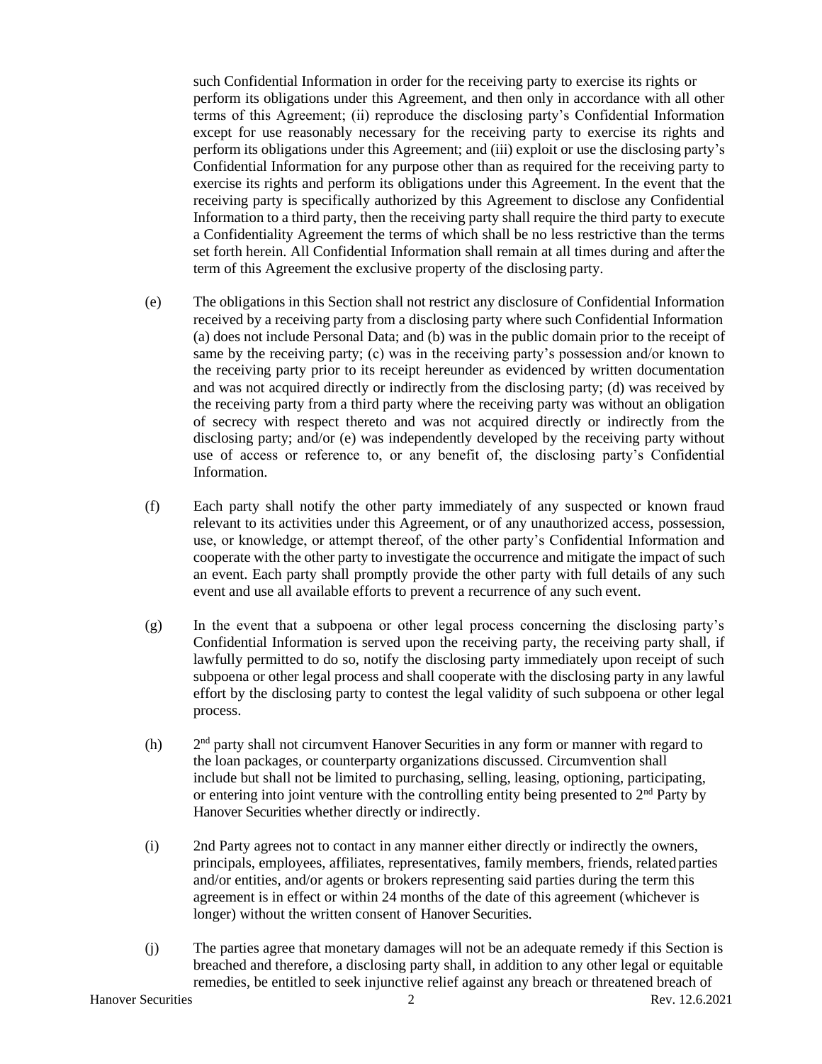such Confidential Information in order for the receiving party to exercise its rights or perform its obligations under this Agreement, and then only in accordance with all other terms of this Agreement; (ii) reproduce the disclosing party's Confidential Information except for use reasonably necessary for the receiving party to exercise its rights and perform its obligations under this Agreement; and (iii) exploit or use the disclosing party's Confidential Information for any purpose other than as required for the receiving party to exercise its rights and perform its obligations under this Agreement. In the event that the receiving party is specifically authorized by this Agreement to disclose any Confidential Information to a third party, then the receiving party shall require the third party to execute a Confidentiality Agreement the terms of which shall be no less restrictive than the terms set forth herein. All Confidential Information shall remain at all times during and after the term of this Agreement the exclusive property of the disclosing party.

(e) The obligations in this Section shall not restrict any disclosure of Confidential Information received by a receiving party from a disclosing party where such Confidential Information (a) does not include Personal Data; and (b) was in the public domain prior to the receipt of same by the receiving party; (c) was in the receiving party's possession and/or known to the receiving party prior to its receipt hereunder as evidenced by written documentation and was not acquired directly or indirectly from the disclosing party; (d) was received by the receiving party from a third party where the receiving party was without an obligation of secrecy with respect thereto and was not acquired directly or indirectly from the disclosing party; and/or (e) was independently developed by the receiving party without use of access or reference to, or any benefit of, the disclosing party's Confidential Information.

(f) Each party shall notify the other party immediately of any suspected or known fraud relevant to its activities under this Agreement, or of any unauthorized access, possession, use, or knowledge, or attempt thereof, of the other party's Confidential Information and cooperate with the other party to investigate the occurrence and mitigate the impact of such an event. Each party shall promptly provide the other party with full details of any such event and use all available efforts to prevent a recurrence of any such event.

(g) In the event that a subpoena or other legal process concerning the disclosing party's Confidential Information is served upon the receiving party, the receiving party shall, if lawfully permitted to do so, notify the disclosing party immediately upon receipt of such subpoena or other legal process and shall cooperate with the disclosing party in any lawful effort by the disclosing party to contest the legal validity of such subpoena or other legal process.

(h) 2nd party shall not circumvent Hanover Securities in any form or manner with regard to the loan packages, or counterparty organizations discussed. Circumvention shall include but shall not be limited to purchasing, selling, leasing, optioning, participating, or entering into joint venture with the controlling entity being presented to 2nd Party by Hanover Securities whether directly or indirectly.

(i) 2nd Party agrees not to contact in any manner either directly or indirectly the owners, principals, employees, affiliates, representatives, family members, friends, related parties and/or entities, and/or agents or brokers representing said parties during the term this agreement is in effect or within 24 months of the date of this agreement (whichever is longer) without the written consent of Hanover Securities.

(j) The parties agree that monetary damages will not be an adequate remedy if this Section is breached and therefore, a disclosing party shall, in addition to any other legal or equitable remedies, be entitled to seek injunctive relief against any breach or threatened breach of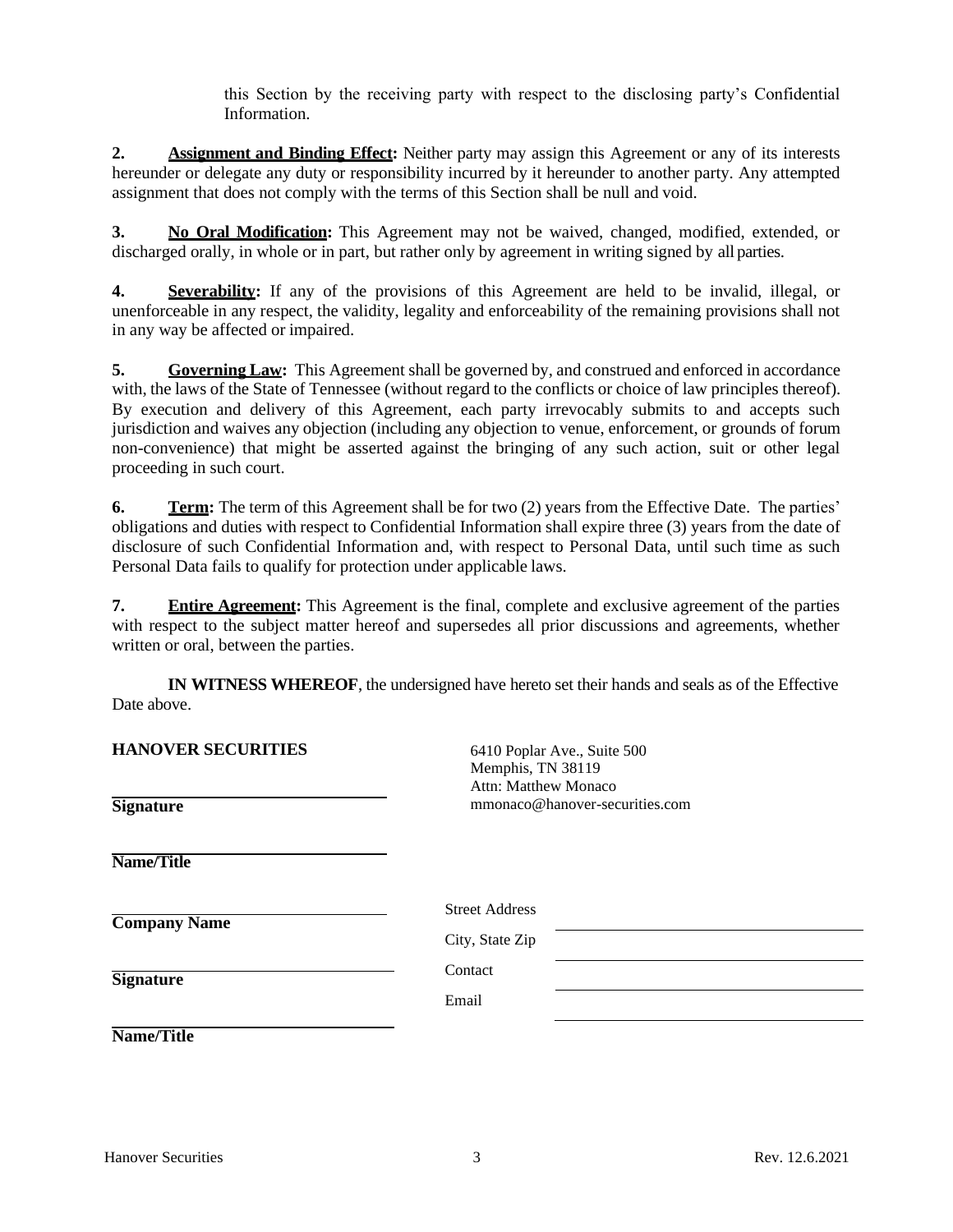this Section by the receiving party with respect to the disclosing party's Confidential Information.

**2. Assignment and Binding Effect:** Neither party may assign this Agreement or any of its interests hereunder or delegate any duty or responsibility incurred by it hereunder to another party. Any attempted assignment that does not comply with the terms of this Section shall be null and void.

**3. No Oral Modification:** This Agreement may not be waived, changed, modified, extended, or discharged orally, in whole or in part, but rather only by agreement in writing signed by all parties.

**4. Severability:** If any of the provisions of this Agreement are held to be invalid, illegal, or unenforceable in any respect, the validity, legality and enforceability of the remaining provisions shall not in any way be affected or impaired.

**5. Governing Law:** This Agreement shall be governed by, and construed and enforced in accordance with, the laws of the State of Tennessee (without regard to the conflicts or choice of law principles thereof). By execution and delivery of this Agreement, each party irrevocably submits to and accepts such jurisdiction and waives any objection (including any objection to venue, enforcement, or grounds of forum non-convenience) that might be asserted against the bringing of any such action, suit or other legal proceeding in such court.

**6. Term:** The term of this Agreement shall be for two (2) years from the Effective Date. The parties' obligations and duties with respect to Confidential Information shall expire three (3) years from the date of disclosure of such Confidential Information and, with respect to Personal Data, until such time as such Personal Data fails to qualify for protection under applicable laws.

**7. Entire Agreement:** This Agreement is the final, complete and exclusive agreement of the parties with respect to the subject matter hereof and supersedes all prior discussions and agreements, whether written or oral, between the parties.

**IN WITNESS WHEREOF**, the undersigned have hereto set their hands and seals as of the Effective Date above.

**HANOVER SECURITIES**

6410 Poplar Ave., Suite 500
Memphis, TN 38119
Attn: Matthew Monaco
mmonaco@hanover-securities.com

\_\_\_\_\_\_\_\_\_\_\_\_\_\_\_\_\_\_\_\_\_\_\_\_\_\_\_\_\_\_
**Signature**

\_\_\_\_\_\_\_\_\_\_\_\_\_\_\_\_\_\_\_\_\_\_\_\_\_\_\_\_\_\_
**Name/Title**

\_\_\_\_\_\_\_\_\_\_\_\_\_\_\_\_\_\_\_\_\_\_\_\_\_\_\_\_\_\_
**Company Name**

\_\_\_\_\_\_\_\_\_\_\_\_\_\_\_\_\_\_\_\_\_\_\_\_\_\_\_\_\_\_
**Signature**

\_\_\_\_\_\_\_\_\_\_\_\_\_\_\_\_\_\_\_\_\_\_\_\_\_\_\_\_\_\_
**Name/Title**

Street Address \_\_\_\_\_\_\_\_\_\_\_\_\_\_\_\_\_\_\_\_\_\_\_\_\_\_\_\_\_\_

City, State Zip \_\_\_\_\_\_\_\_\_\_\_\_\_\_\_\_\_\_\_\_\_\_\_\_\_\_\_\_\_\_

Contact \_\_\_\_\_\_\_\_\_\_\_\_\_\_\_\_\_\_\_\_\_\_\_\_\_\_\_\_\_\_

Email \_\_\_\_\_\_\_\_\_\_\_\_\_\_\_\_\_\_\_\_\_\_\_\_\_\_\_\_\_\_